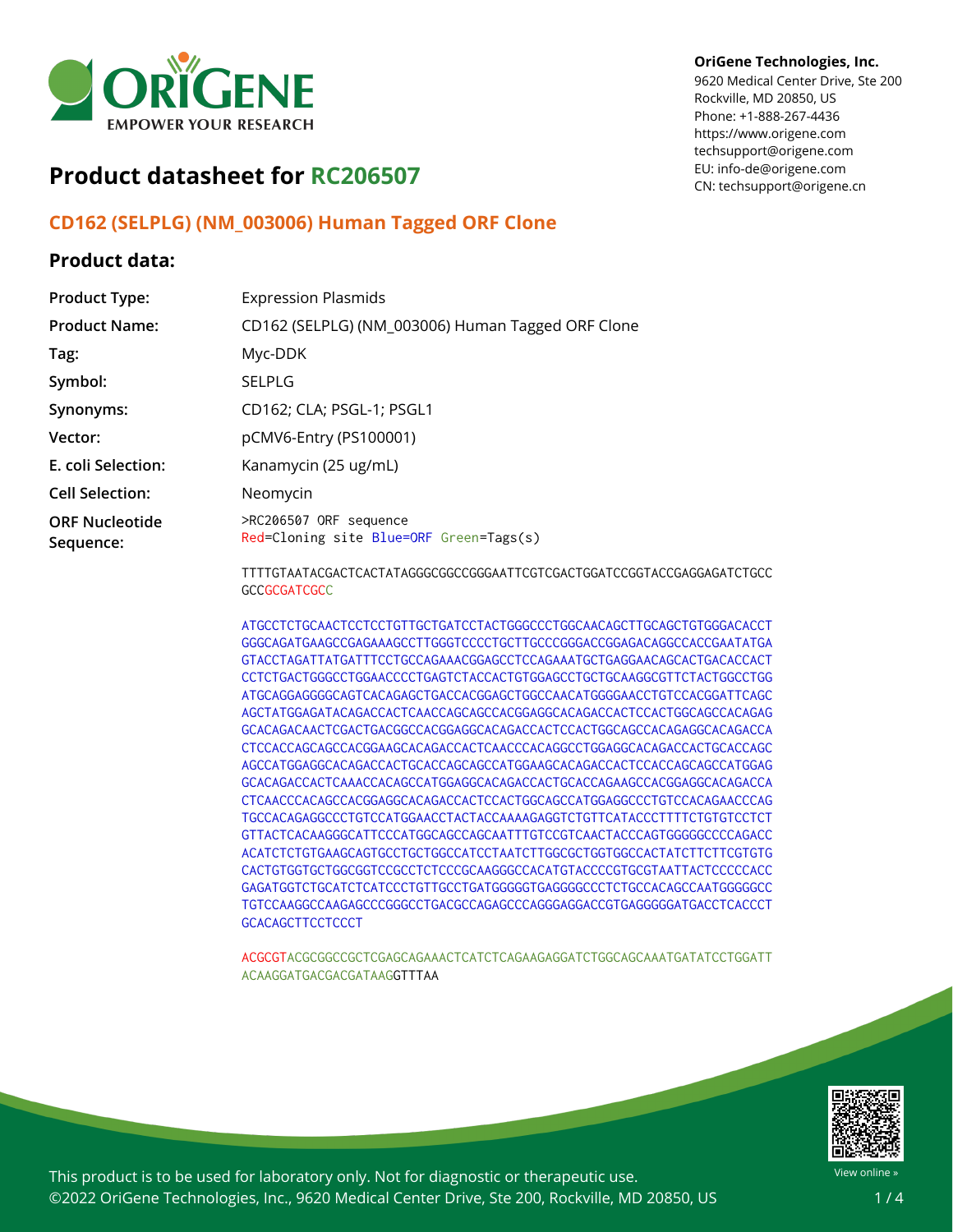OriGene Technologies, Inc.
9620 Medical Center Drive, Ste 200
Rockville, MD 20850, US
Phone: +1-888-267-4436
https://www.origene.com
techsupport@origene.com
EU: info-de@origene.com
CN: techsupport@origene.cn

# Product datasheet for RC206507

## CD162 (SELPLG) (NM_003006) Human Tagged ORF Clone

### Product data:

| | |
|---|---|
| **Product Type:** | Expression Plasmids |
| **Product Name:** | CD162 (SELPLG) (NM_003006) Human Tagged ORF Clone |
| **Tag:** | Myc-DDK |
| **Symbol:** | SELPLG |
| **Synonyms:** | CD162; CLA; PSGL-1; PSGL1 |
| **Vector:** | pCMV6-Entry (PS100001) |
| **E. coli Selection:** | Kanamycin (25 ug/mL) |
| **Cell Selection:** | Neomycin |

**ORF Nucleotide Sequence:**

```
>RC206507 ORF sequence
Red=Cloning site Blue=ORF Green=Tags(s)

TTTTGTAATACGACTCACTATAGGGCGGCCGGGAATTCGTCGACTGGATCCGGTACCGAGGAGATCTGCC
GCCGCGATCGCC

ATGCCTCTGCAACTCCTCCTGTTGCTGATCCTACTGGGCCCTGGCAACAGCTTGCAGCTGTGGGACACCT
GGGCAGATGAAGCCGAGAAAGCCTTGGGTCCCCTGCTTGCCCGGGACCGGAGACAGGCCACCGAATATGA
GTACCTAGATTATGATTTCCTGCCAGAAACGGAGCCTCCAGAAATGCTGAGGAACAGCACTGACACCACT
CCTCTGACTGGGCCTGGAACCCCTGAGTCTACCACTGTGGAGCCTGCTGCAAGGCGTTCTACTGGCCTGG
ATGCAGGAGGGGCAGTCACAGAGCTGACCACGGAGCTGGCCAACATGGGGAACCTGTCCACGGATTCAGC
AGCTATGGAGATACAGACCACTCAACCAGCAGCCACGGAGGCACAGACCACTCCACTGGCAGCCACAGAG
GCACAGACAACTCGACTGACGGCCACGGAGGCACAGACCACTCCACTGGCAGCCACAGAGGCACAGACCA
CTCCACCAGCAGCCACGGAAGCACAGACCACTCAACCCACAGGCCTGGAGGCACAGACCACTGCACCAGC
AGCCATGGAGGCACAGACCACTGCACCAGCAGCCATGGAAGCACAGACCACTCCACCAGCAGCCATGGAG
GCACAGACCACTCAAACCACAGCCATGGAGGCACAGACCACTGCACCAGAAGCCACGGAGGCACAGACCA
CTCAACCCACAGCCACGGAGGCACAGACCACTCCACTGGCAGCCATGGAGGCCCTGTCCACAGAACCCAG
TGCCACAGAGGCCCTGTCCATGGAACCTACTACCAAAAGAGGTCTGTTCATACCCTTTTCTGTGTCCTCT
GTTACTCACAAGGGCATTCCCATGGCAGCCAGCAATTTGTCCGTCAACTACCCAGTGGGGGCCCCAGACC
ACATCTCTGTGAAGCAGTGCCTGCTGGCCATCCTAATCTTGGCGCTGGTGGCCACTATCTTCTTCGTGTG
CACTGTGGTGCTGGCGGTCCGCCTCTCCCGCAAGGGCCACATGTACCCCGTGCGTAATTACTCCCCCACC
GAGATGGTCTGCATCTCATCCCTGTTGCCTGATGGGGGTGAGGGGCCCTCTGCCACAGCCAATGGGGGCC
TGTCCAAGGCCAAGAGCCCGGGCCTGACGCCAGAGCCCAGGGAGGACCGTGAGGGGGATGACCTCACCCT
GCACAGCTTCCTCCCT

ACGCGTACGCGGCCGCTCGAGCAGAAACTCATCTCAGAAGAGGATCTGGCAGCAAATGATATCCTGGATT
ACAAGGATGACGACGATAAGGTTTAA
```

This product is to be used for laboratory only. Not for diagnostic or therapeutic use.
©2022 OriGene Technologies, Inc., 9620 Medical Center Drive, Ste 200, Rockville, MD 20850, US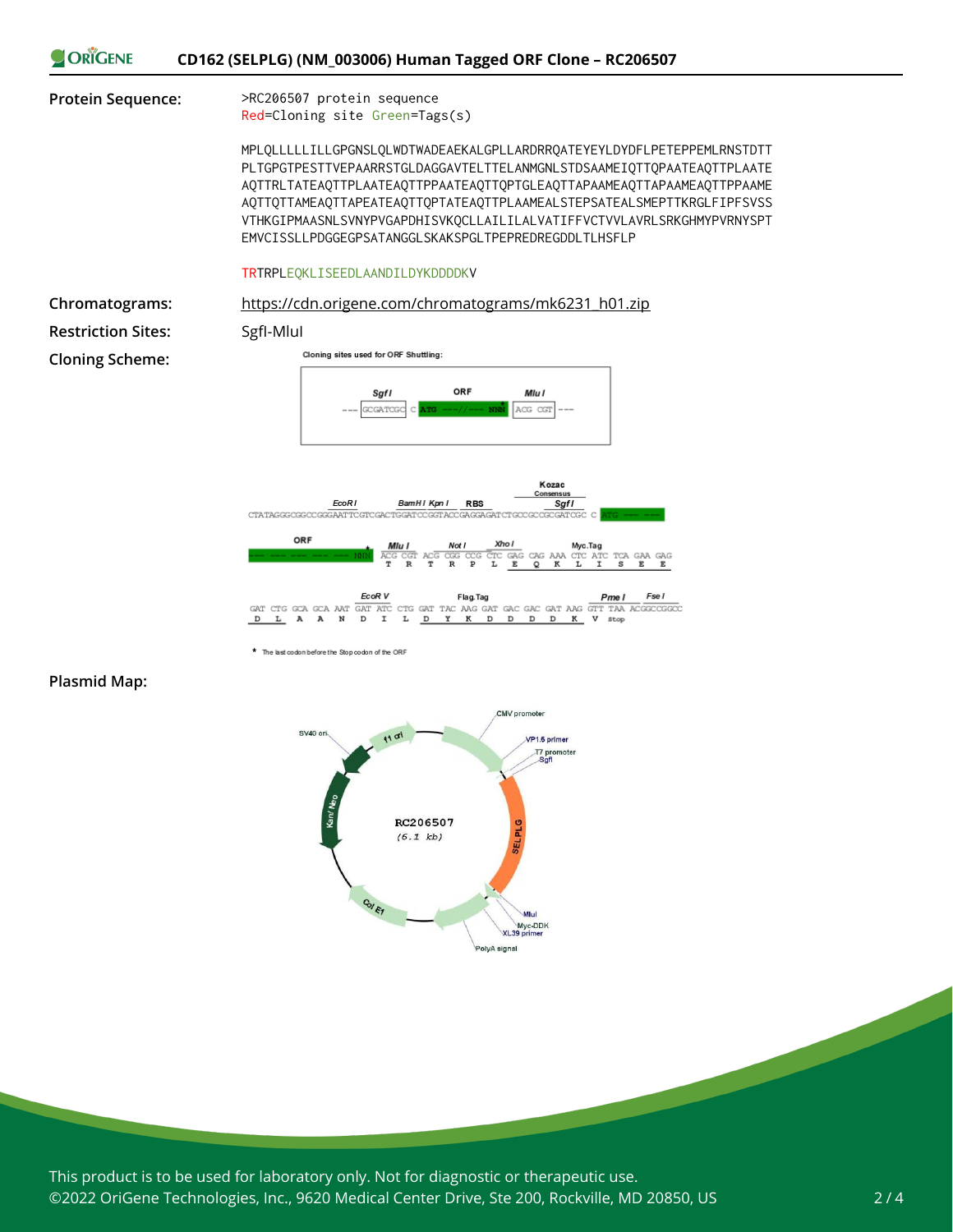**Protein Sequence:**

```
>RC206507 protein sequence
Red=Cloning site Green=Tags(s)

MPLQLLLLLILLGPGNSLQLWDTWADEAEKALGPLLARDRRQATEYEYLDYDFLPETEPPEMLRNSTDTT
PLTGPGTPESTTVEPAARRSTGLDAGGAVTELTTELANMGNLSTDSAAMEIQTTQPAATEAQTTPLAATE
AQTTRLTATEAQTTPLAATEAQTTPPAATEAQTTQPTGLEAQTTAPAAMEAQTTAPAAMEAQTTPPAAME
AQTTQTTAMEAQTTAPEATEAQTTQPTATEAQTTPLAAMEALSTEPSATEALSMEPTTKRGLFIPFSVSS
VTHKGIPMAASNLSVNYPVGAPDHISVKQCLLAILILALVATIFFVCTVVLAVRLSRKGHMYPVRNYSPT
EMVCISSLLPDGGEGPSATANGGLSKAKSPGLTPEPREDREGDDLTLHSFLP

TRTRPLEQKLISEEDLAANDILDYKDDDDKV
```

**Chromatograms:** https://cdn.origene.com/chromatograms/mk6231_h01.zip

**Restriction Sites:** SgfI-MluI

**Cloning Scheme:**

Cloning sites used for ORF Shuttling:

--- SgfI GCGATCGC C ORF ATG ---//--- NNN MluI ACG CGT ---

CTATAGGGCGGCCGGGAATTCGTCGACTGGATCCGGTACCGAGGAGATCTGCCGCCGCGATCGC C ATG --- ---
(EcoR I, BamH I, Kpn I, RBS, Kozac Consensus, SgfI)

ORF --- NNN ACG CGT ACG CGG CCG CTC GAG CAG AAA CTC ATC TCA GAA GAG
T R T R P L E Q K L I S E E
(Mlu I, Not I, Xho I, Myc.Tag)

GAT CTG GCA GCA AAT GAT ATC CTG GAT TAC AAG GAT GAC GAC GAT AAG GTT TAA ACGGCCGGCC
D L A A N D I L D Y K D D D D K V Stop
(EcoR V, Flag.Tag, Pme I, Fse I)

\* The last codon before the Stop codon of the ORF

**Plasmid Map:**

RC206507 (6.1 kb): CMV promoter, VP1.5 primer, T7 promoter, SgfI, SELPLG, MluI, Myc-DDK, XL39 primer, PolyA signal, Col E1, Kan/ Neo, SV40 ori, f1 ori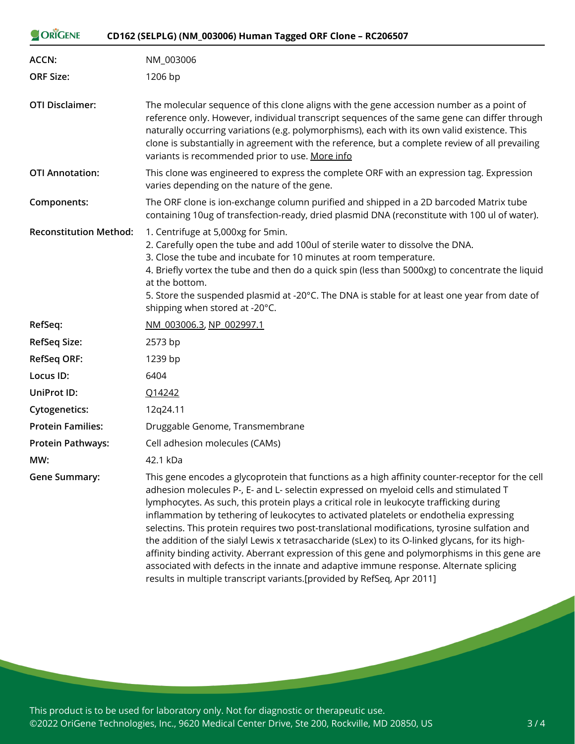| | |
|---|---|
| **ACCN:** | NM_003006 |
| **ORF Size:** | 1206 bp |
| **OTI Disclaimer:** | The molecular sequence of this clone aligns with the gene accession number as a point of reference only. However, individual transcript sequences of the same gene can differ through naturally occurring variations (e.g. polymorphisms), each with its own valid existence. This clone is substantially in agreement with the reference, but a complete review of all prevailing variants is recommended prior to use. More info |
| **OTI Annotation:** | This clone was engineered to express the complete ORF with an expression tag. Expression varies depending on the nature of the gene. |
| **Components:** | The ORF clone is ion-exchange column purified and shipped in a 2D barcoded Matrix tube containing 10ug of transfection-ready, dried plasmid DNA (reconstitute with 100 ul of water). |
| **Reconstitution Method:** | 1. Centrifuge at 5,000xg for 5min.<br>2. Carefully open the tube and add 100ul of sterile water to dissolve the DNA.<br>3. Close the tube and incubate for 10 minutes at room temperature.<br>4. Briefly vortex the tube and then do a quick spin (less than 5000xg) to concentrate the liquid at the bottom.<br>5. Store the suspended plasmid at -20°C. The DNA is stable for at least one year from date of shipping when stored at -20°C. |
| **RefSeq:** | NM_003006.3, NP_002997.1 |
| **RefSeq Size:** | 2573 bp |
| **RefSeq ORF:** | 1239 bp |
| **Locus ID:** | 6404 |
| **UniProt ID:** | Q14242 |
| **Cytogenetics:** | 12q24.11 |
| **Protein Families:** | Druggable Genome, Transmembrane |
| **Protein Pathways:** | Cell adhesion molecules (CAMs) |
| **MW:** | 42.1 kDa |
| **Gene Summary:** | This gene encodes a glycoprotein that functions as a high affinity counter-receptor for the cell adhesion molecules P-, E- and L- selectin expressed on myeloid cells and stimulated T lymphocytes. As such, this protein plays a critical role in leukocyte trafficking during inflammation by tethering of leukocytes to activated platelets or endothelia expressing selectins. This protein requires two post-translational modifications, tyrosine sulfation and the addition of the sialyl Lewis x tetrasaccharide (sLex) to its O-linked glycans, for its high-affinity binding activity. Aberrant expression of this gene and polymorphisms in this gene are associated with defects in the innate and adaptive immune response. Alternate splicing results in multiple transcript variants.[provided by RefSeq, Apr 2011] |

This product is to be used for laboratory only. Not for diagnostic or therapeutic use.
©2022 OriGene Technologies, Inc., 9620 Medical Center Drive, Ste 200, Rockville, MD 20850, US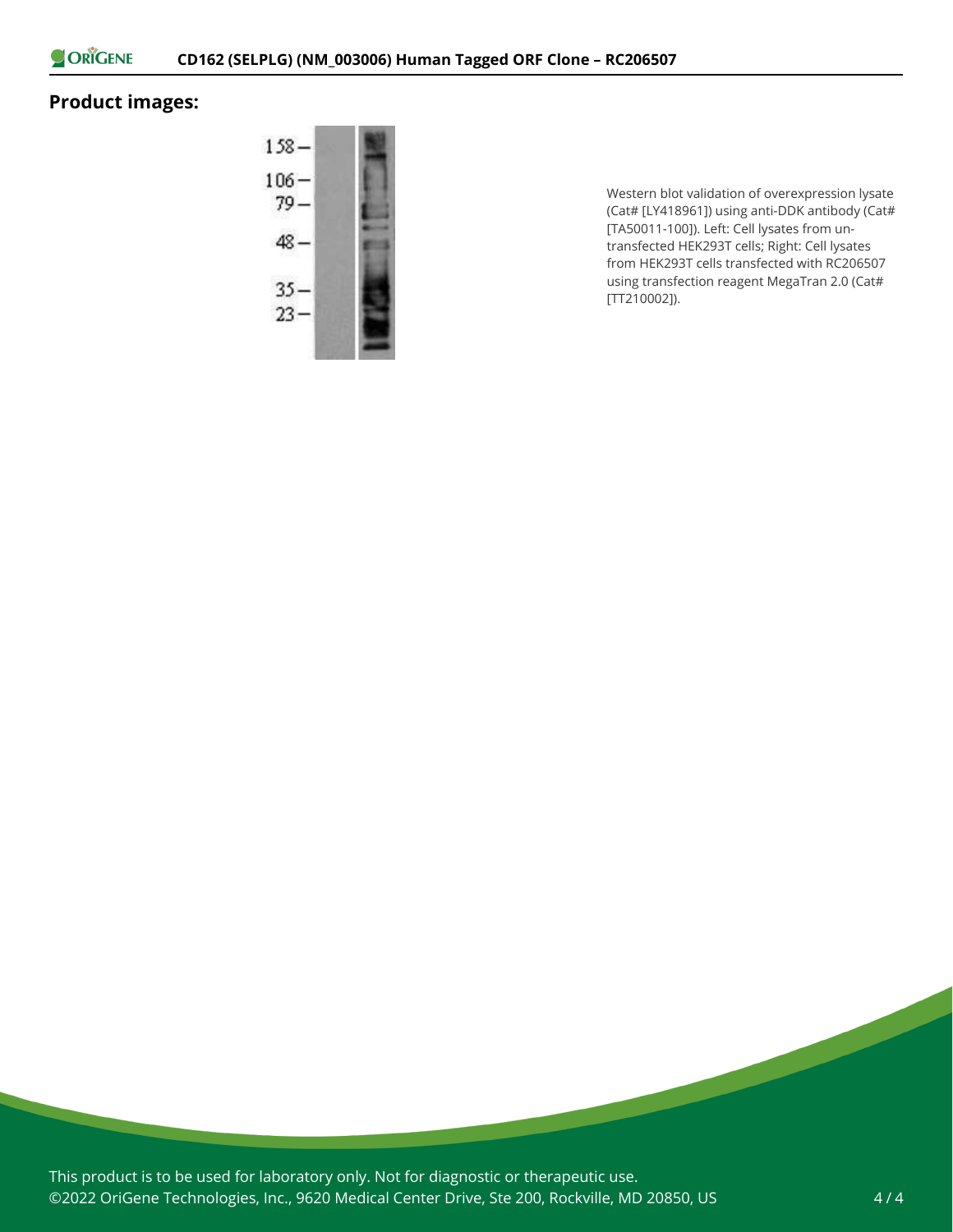## Product images:

158 –
106 –
79 –
48 –
35 –
23 –

Western blot validation of overexpression lysate (Cat# [LY418961]) using anti-DDK antibody (Cat# [TA50011-100]). Left: Cell lysates from un-transfected HEK293T cells; Right: Cell lysates from HEK293T cells transfected with RC206507 using transfection reagent MegaTran 2.0 (Cat# [TT210002]).

This product is to be used for laboratory only. Not for diagnostic or therapeutic use.
©2022 OriGene Technologies, Inc., 9620 Medical Center Drive, Ste 200, Rockville, MD 20850, US